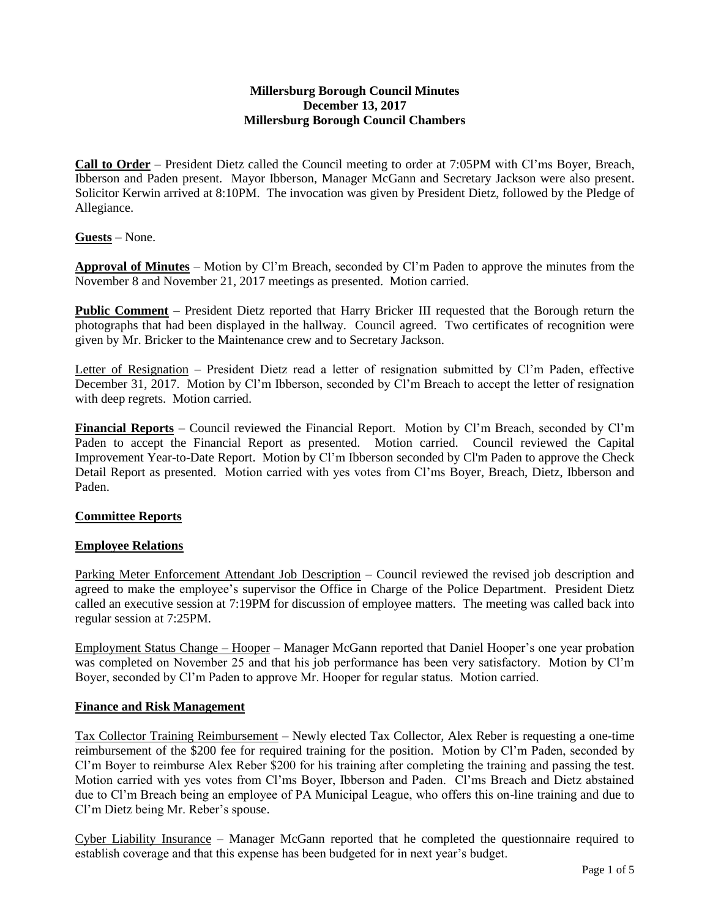**Millersburg Borough Council Minutes**
**December 13, 2017**
**Millersburg Borough Council Chambers**

**Call to Order** – President Dietz called the Council meeting to order at 7:05PM with Cl'ms Boyer, Breach, Ibberson and Paden present. Mayor Ibberson, Manager McGann and Secretary Jackson were also present. Solicitor Kerwin arrived at 8:10PM. The invocation was given by President Dietz, followed by the Pledge of Allegiance.

**Guests** – None.

**Approval of Minutes** – Motion by Cl'm Breach, seconded by Cl'm Paden to approve the minutes from the November 8 and November 21, 2017 meetings as presented. Motion carried.

**Public Comment –** President Dietz reported that Harry Bricker III requested that the Borough return the photographs that had been displayed in the hallway. Council agreed. Two certificates of recognition were given by Mr. Bricker to the Maintenance crew and to Secretary Jackson.

Letter of Resignation – President Dietz read a letter of resignation submitted by Cl'm Paden, effective December 31, 2017. Motion by Cl'm Ibberson, seconded by Cl'm Breach to accept the letter of resignation with deep regrets. Motion carried.

**Financial Reports** – Council reviewed the Financial Report. Motion by Cl'm Breach, seconded by Cl'm Paden to accept the Financial Report as presented. Motion carried. Council reviewed the Capital Improvement Year-to-Date Report. Motion by Cl'm Ibberson seconded by Cl'm Paden to approve the Check Detail Report as presented. Motion carried with yes votes from Cl'ms Boyer, Breach, Dietz, Ibberson and Paden.

**Committee Reports**

**Employee Relations**

Parking Meter Enforcement Attendant Job Description – Council reviewed the revised job description and agreed to make the employee's supervisor the Office in Charge of the Police Department. President Dietz called an executive session at 7:19PM for discussion of employee matters. The meeting was called back into regular session at 7:25PM.

Employment Status Change – Hooper – Manager McGann reported that Daniel Hooper's one year probation was completed on November 25 and that his job performance has been very satisfactory. Motion by Cl'm Boyer, seconded by Cl'm Paden to approve Mr. Hooper for regular status. Motion carried.

**Finance and Risk Management**

Tax Collector Training Reimbursement – Newly elected Tax Collector, Alex Reber is requesting a one-time reimbursement of the $200 fee for required training for the position. Motion by Cl'm Paden, seconded by Cl'm Boyer to reimburse Alex Reber $200 for his training after completing the training and passing the test. Motion carried with yes votes from Cl'ms Boyer, Ibberson and Paden. Cl'ms Breach and Dietz abstained due to Cl'm Breach being an employee of PA Municipal League, who offers this on-line training and due to Cl'm Dietz being Mr. Reber's spouse.

Cyber Liability Insurance – Manager McGann reported that he completed the questionnaire required to establish coverage and that this expense has been budgeted for in next year's budget.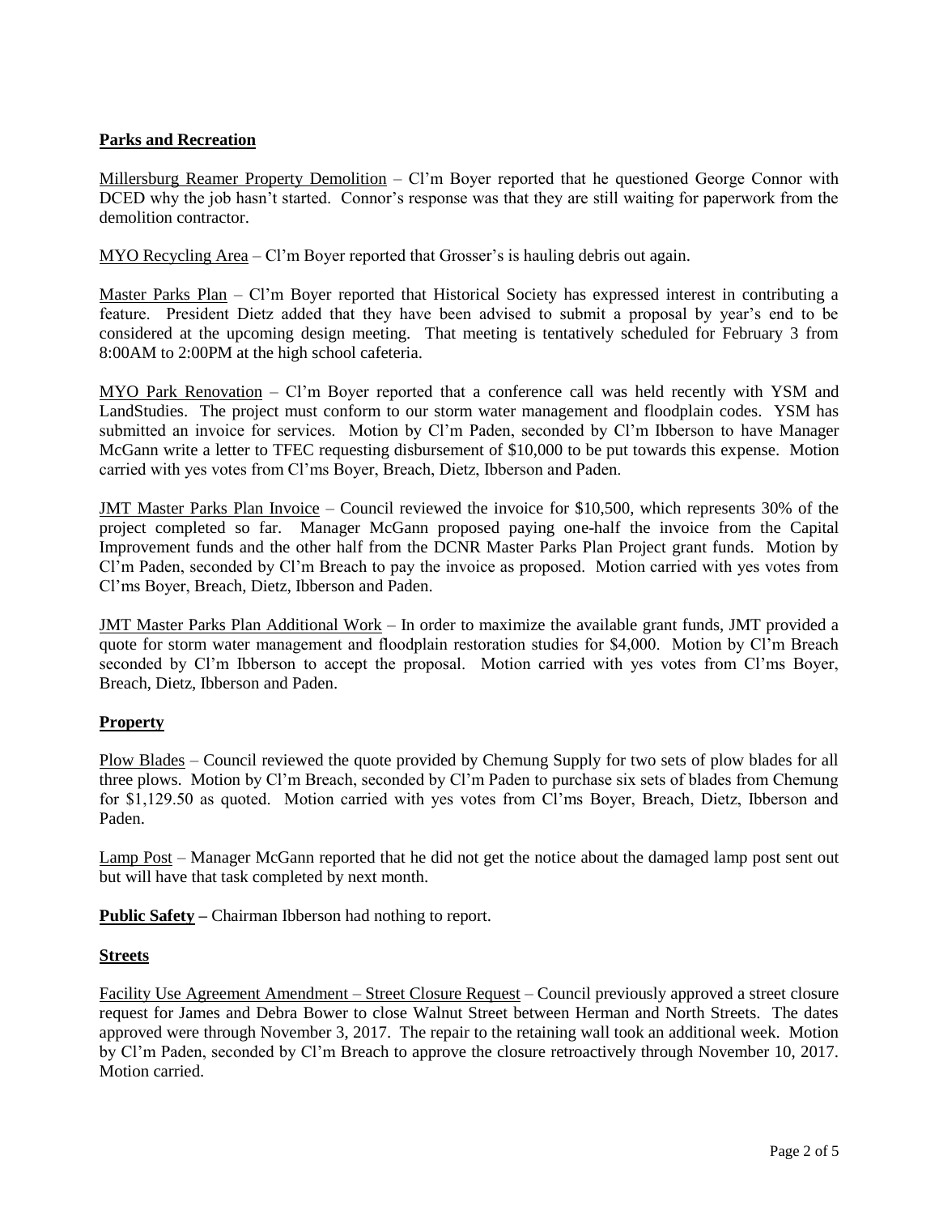**Parks and Recreation**

Millersburg Reamer Property Demolition – Cl'm Boyer reported that he questioned George Connor with DCED why the job hasn't started. Connor's response was that they are still waiting for paperwork from the demolition contractor.

MYO Recycling Area – Cl'm Boyer reported that Grosser's is hauling debris out again.

Master Parks Plan – Cl'm Boyer reported that Historical Society has expressed interest in contributing a feature. President Dietz added that they have been advised to submit a proposal by year's end to be considered at the upcoming design meeting. That meeting is tentatively scheduled for February 3 from 8:00AM to 2:00PM at the high school cafeteria.

MYO Park Renovation – Cl'm Boyer reported that a conference call was held recently with YSM and LandStudies. The project must conform to our storm water management and floodplain codes. YSM has submitted an invoice for services. Motion by Cl'm Paden, seconded by Cl'm Ibberson to have Manager McGann write a letter to TFEC requesting disbursement of $10,000 to be put towards this expense. Motion carried with yes votes from Cl'ms Boyer, Breach, Dietz, Ibberson and Paden.

JMT Master Parks Plan Invoice – Council reviewed the invoice for $10,500, which represents 30% of the project completed so far. Manager McGann proposed paying one-half the invoice from the Capital Improvement funds and the other half from the DCNR Master Parks Plan Project grant funds. Motion by Cl'm Paden, seconded by Cl'm Breach to pay the invoice as proposed. Motion carried with yes votes from Cl'ms Boyer, Breach, Dietz, Ibberson and Paden.

JMT Master Parks Plan Additional Work – In order to maximize the available grant funds, JMT provided a quote for storm water management and floodplain restoration studies for $4,000. Motion by Cl'm Breach seconded by Cl'm Ibberson to accept the proposal. Motion carried with yes votes from Cl'ms Boyer, Breach, Dietz, Ibberson and Paden.

**Property**

Plow Blades – Council reviewed the quote provided by Chemung Supply for two sets of plow blades for all three plows. Motion by Cl'm Breach, seconded by Cl'm Paden to purchase six sets of blades from Chemung for $1,129.50 as quoted. Motion carried with yes votes from Cl'ms Boyer, Breach, Dietz, Ibberson and Paden.

Lamp Post – Manager McGann reported that he did not get the notice about the damaged lamp post sent out but will have that task completed by next month.

**Public Safety –** Chairman Ibberson had nothing to report.

**Streets**

Facility Use Agreement Amendment – Street Closure Request – Council previously approved a street closure request for James and Debra Bower to close Walnut Street between Herman and North Streets. The dates approved were through November 3, 2017. The repair to the retaining wall took an additional week. Motion by Cl'm Paden, seconded by Cl'm Breach to approve the closure retroactively through November 10, 2017. Motion carried.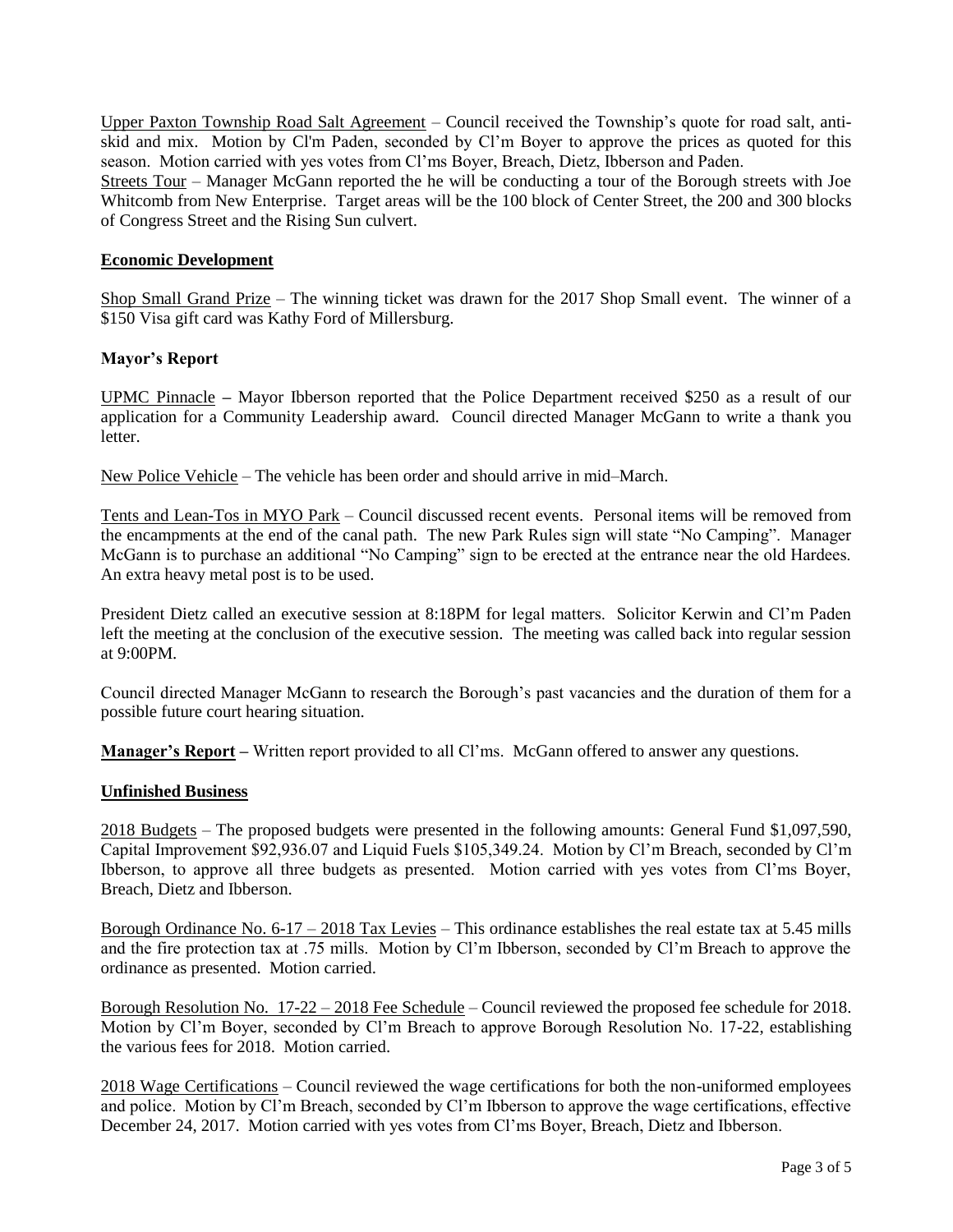Upper Paxton Township Road Salt Agreement – Council received the Township's quote for road salt, anti-skid and mix. Motion by Cl'm Paden, seconded by Cl'm Boyer to approve the prices as quoted for this season. Motion carried with yes votes from Cl'ms Boyer, Breach, Dietz, Ibberson and Paden.

Streets Tour – Manager McGann reported the he will be conducting a tour of the Borough streets with Joe Whitcomb from New Enterprise. Target areas will be the 100 block of Center Street, the 200 and 300 blocks of Congress Street and the Rising Sun culvert.

**Economic Development**

Shop Small Grand Prize – The winning ticket was drawn for the 2017 Shop Small event. The winner of a $150 Visa gift card was Kathy Ford of Millersburg.

**Mayor's Report**

UPMC Pinnacle – Mayor Ibberson reported that the Police Department received $250 as a result of our application for a Community Leadership award. Council directed Manager McGann to write a thank you letter.

New Police Vehicle – The vehicle has been order and should arrive in mid–March.

Tents and Lean-Tos in MYO Park – Council discussed recent events. Personal items will be removed from the encampments at the end of the canal path. The new Park Rules sign will state "No Camping". Manager McGann is to purchase an additional "No Camping" sign to be erected at the entrance near the old Hardees. An extra heavy metal post is to be used.

President Dietz called an executive session at 8:18PM for legal matters. Solicitor Kerwin and Cl'm Paden left the meeting at the conclusion of the executive session. The meeting was called back into regular session at 9:00PM.

Council directed Manager McGann to research the Borough's past vacancies and the duration of them for a possible future court hearing situation.

**Manager's Report –** Written report provided to all Cl'ms. McGann offered to answer any questions.

**Unfinished Business**

2018 Budgets – The proposed budgets were presented in the following amounts: General Fund $1,097,590, Capital Improvement $92,936.07 and Liquid Fuels $105,349.24. Motion by Cl'm Breach, seconded by Cl'm Ibberson, to approve all three budgets as presented. Motion carried with yes votes from Cl'ms Boyer, Breach, Dietz and Ibberson.

Borough Ordinance No. 6-17 – 2018 Tax Levies – This ordinance establishes the real estate tax at 5.45 mills and the fire protection tax at .75 mills. Motion by Cl'm Ibberson, seconded by Cl'm Breach to approve the ordinance as presented. Motion carried.

Borough Resolution No. 17-22 – 2018 Fee Schedule – Council reviewed the proposed fee schedule for 2018. Motion by Cl'm Boyer, seconded by Cl'm Breach to approve Borough Resolution No. 17-22, establishing the various fees for 2018. Motion carried.

2018 Wage Certifications – Council reviewed the wage certifications for both the non-uniformed employees and police. Motion by Cl'm Breach, seconded by Cl'm Ibberson to approve the wage certifications, effective December 24, 2017. Motion carried with yes votes from Cl'ms Boyer, Breach, Dietz and Ibberson.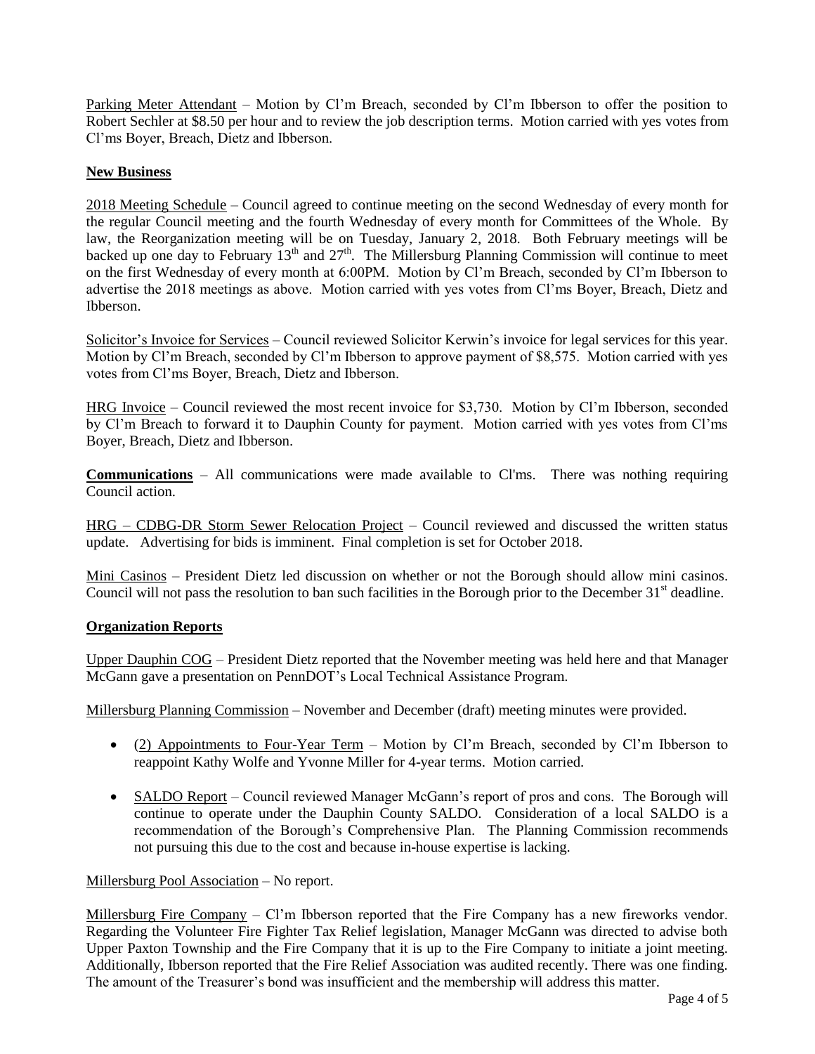Parking Meter Attendant – Motion by Cl'm Breach, seconded by Cl'm Ibberson to offer the position to Robert Sechler at $8.50 per hour and to review the job description terms. Motion carried with yes votes from Cl'ms Boyer, Breach, Dietz and Ibberson.

**New Business**

2018 Meeting Schedule – Council agreed to continue meeting on the second Wednesday of every month for the regular Council meeting and the fourth Wednesday of every month for Committees of the Whole. By law, the Reorganization meeting will be on Tuesday, January 2, 2018. Both February meetings will be backed up one day to February 13th and 27th. The Millersburg Planning Commission will continue to meet on the first Wednesday of every month at 6:00PM. Motion by Cl'm Breach, seconded by Cl'm Ibberson to advertise the 2018 meetings as above. Motion carried with yes votes from Cl'ms Boyer, Breach, Dietz and Ibberson.

Solicitor's Invoice for Services – Council reviewed Solicitor Kerwin's invoice for legal services for this year. Motion by Cl'm Breach, seconded by Cl'm Ibberson to approve payment of $8,575. Motion carried with yes votes from Cl'ms Boyer, Breach, Dietz and Ibberson.

HRG Invoice – Council reviewed the most recent invoice for $3,730. Motion by Cl'm Ibberson, seconded by Cl'm Breach to forward it to Dauphin County for payment. Motion carried with yes votes from Cl'ms Boyer, Breach, Dietz and Ibberson.

**Communications** – All communications were made available to Cl'ms. There was nothing requiring Council action.

HRG – CDBG-DR Storm Sewer Relocation Project – Council reviewed and discussed the written status update. Advertising for bids is imminent. Final completion is set for October 2018.

Mini Casinos – President Dietz led discussion on whether or not the Borough should allow mini casinos. Council will not pass the resolution to ban such facilities in the Borough prior to the December 31st deadline.

**Organization Reports**

Upper Dauphin COG – President Dietz reported that the November meeting was held here and that Manager McGann gave a presentation on PennDOT's Local Technical Assistance Program.

Millersburg Planning Commission – November and December (draft) meeting minutes were provided.

- (2) Appointments to Four-Year Term – Motion by Cl'm Breach, seconded by Cl'm Ibberson to reappoint Kathy Wolfe and Yvonne Miller for 4-year terms. Motion carried.
- SALDO Report – Council reviewed Manager McGann's report of pros and cons. The Borough will continue to operate under the Dauphin County SALDO. Consideration of a local SALDO is a recommendation of the Borough's Comprehensive Plan. The Planning Commission recommends not pursuing this due to the cost and because in-house expertise is lacking.

Millersburg Pool Association – No report.

Millersburg Fire Company – Cl'm Ibberson reported that the Fire Company has a new fireworks vendor. Regarding the Volunteer Fire Fighter Tax Relief legislation, Manager McGann was directed to advise both Upper Paxton Township and the Fire Company that it is up to the Fire Company to initiate a joint meeting. Additionally, Ibberson reported that the Fire Relief Association was audited recently. There was one finding. The amount of the Treasurer's bond was insufficient and the membership will address this matter.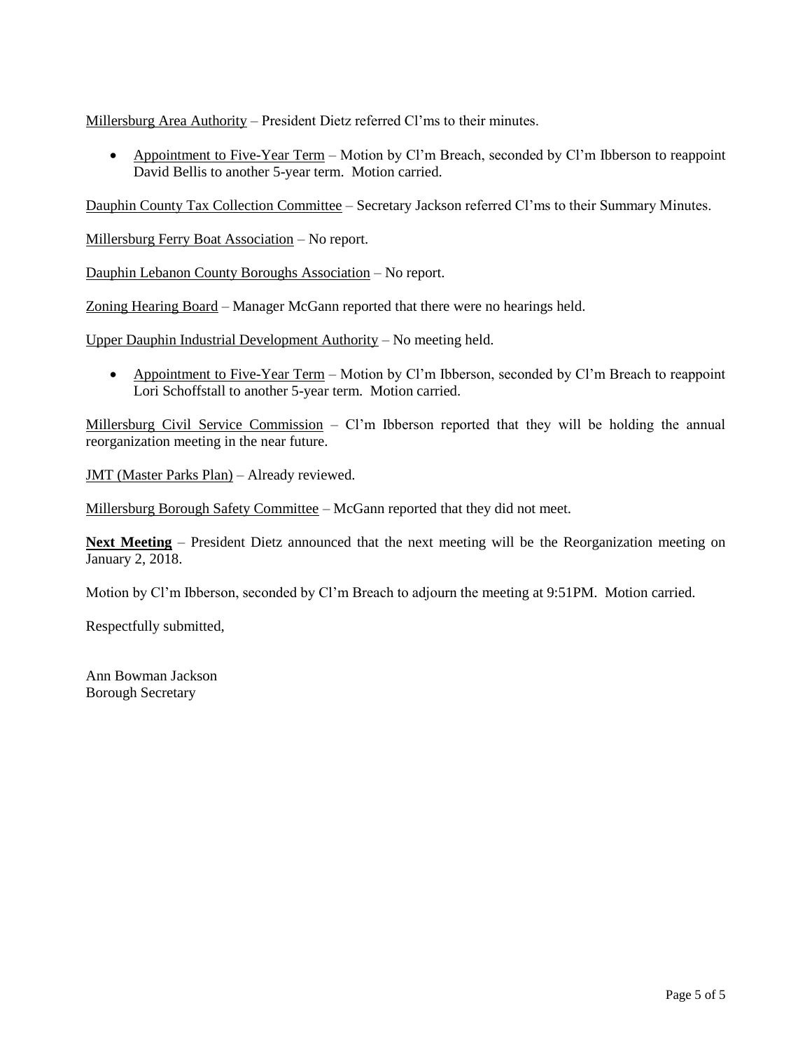Millersburg Area Authority – President Dietz referred Cl'ms to their minutes.

- Appointment to Five-Year Term – Motion by Cl'm Breach, seconded by Cl'm Ibberson to reappoint David Bellis to another 5-year term. Motion carried.

Dauphin County Tax Collection Committee – Secretary Jackson referred Cl'ms to their Summary Minutes.

Millersburg Ferry Boat Association – No report.

Dauphin Lebanon County Boroughs Association – No report.

Zoning Hearing Board – Manager McGann reported that there were no hearings held.

Upper Dauphin Industrial Development Authority – No meeting held.

- Appointment to Five-Year Term – Motion by Cl'm Ibberson, seconded by Cl'm Breach to reappoint Lori Schoffstall to another 5-year term. Motion carried.

Millersburg Civil Service Commission – Cl'm Ibberson reported that they will be holding the annual reorganization meeting in the near future.

JMT (Master Parks Plan) – Already reviewed.

Millersburg Borough Safety Committee – McGann reported that they did not meet.

**Next Meeting** – President Dietz announced that the next meeting will be the Reorganization meeting on January 2, 2018.

Motion by Cl'm Ibberson, seconded by Cl'm Breach to adjourn the meeting at 9:51PM. Motion carried.

Respectfully submitted,

Ann Bowman Jackson
Borough Secretary